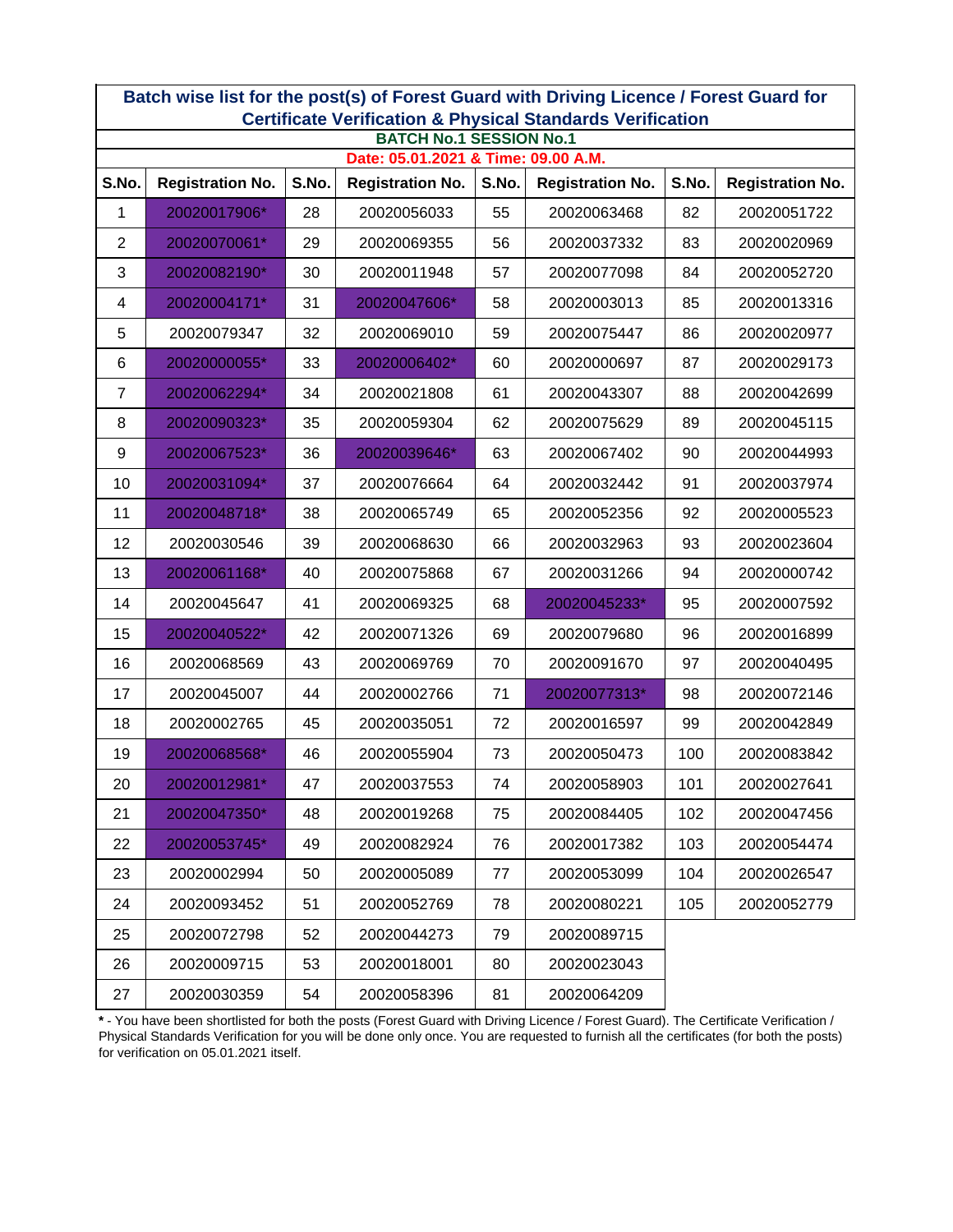## Batch wise list for the post(s) of Forest Guard with Driving Licence / Forest Guard for Certificate Verification & Physical Standards Verification

**BATCH No.1 SESSION No.1**

**Date: 05.01.2021 & Time: 09.00 A.M.**

| S.No. | Registration No. | S.No. | Registration No. | S.No. | Registration No. | S.No. | Registration No. |
|---|---|---|---|---|---|---|---|
| 1 | 20020017906* | 28 | 20020056033 | 55 | 20020063468 | 82 | 20020051722 |
| 2 | 20020070061* | 29 | 20020069355 | 56 | 20020037332 | 83 | 20020020969 |
| 3 | 20020082190* | 30 | 20020011948 | 57 | 20020077098 | 84 | 20020052720 |
| 4 | 20020004171* | 31 | 20020047606* | 58 | 20020003013 | 85 | 20020013316 |
| 5 | 20020079347 | 32 | 20020069010 | 59 | 20020075447 | 86 | 20020020977 |
| 6 | 20020000055* | 33 | 20020006402* | 60 | 20020000697 | 87 | 20020029173 |
| 7 | 20020062294* | 34 | 20020021808 | 61 | 20020043307 | 88 | 20020042699 |
| 8 | 20020090323* | 35 | 20020059304 | 62 | 20020075629 | 89 | 20020045115 |
| 9 | 20020067523* | 36 | 20020039646* | 63 | 20020067402 | 90 | 20020044993 |
| 10 | 20020031094* | 37 | 20020076664 | 64 | 20020032442 | 91 | 20020037974 |
| 11 | 20020048718* | 38 | 20020065749 | 65 | 20020052356 | 92 | 20020005523 |
| 12 | 20020030546 | 39 | 20020068630 | 66 | 20020032963 | 93 | 20020023604 |
| 13 | 20020061168* | 40 | 20020075868 | 67 | 20020031266 | 94 | 20020000742 |
| 14 | 20020045647 | 41 | 20020069325 | 68 | 20020045233* | 95 | 20020007592 |
| 15 | 20020040522* | 42 | 20020071326 | 69 | 20020079680 | 96 | 20020016899 |
| 16 | 20020068569 | 43 | 20020069769 | 70 | 20020091670 | 97 | 20020040495 |
| 17 | 20020045007 | 44 | 20020002766 | 71 | 20020077313* | 98 | 20020072146 |
| 18 | 20020002765 | 45 | 20020035051 | 72 | 20020016597 | 99 | 20020042849 |
| 19 | 20020068568* | 46 | 20020055904 | 73 | 20020050473 | 100 | 20020083842 |
| 20 | 20020012981* | 47 | 20020037553 | 74 | 20020058903 | 101 | 20020027641 |
| 21 | 20020047350* | 48 | 20020019268 | 75 | 20020084405 | 102 | 20020047456 |
| 22 | 20020053745* | 49 | 20020082924 | 76 | 20020017382 | 103 | 20020054474 |
| 23 | 20020002994 | 50 | 20020005089 | 77 | 20020053099 | 104 | 20020026547 |
| 24 | 20020093452 | 51 | 20020052769 | 78 | 20020080221 | 105 | 20020052779 |
| 25 | 20020072798 | 52 | 20020044273 | 79 | 20020089715 | | |
| 26 | 20020009715 | 53 | 20020018001 | 80 | 20020023043 | | |
| 27 | 20020030359 | 54 | 20020058396 | 81 | 20020064209 | | |

**\*** - You have been shortlisted for both the posts (Forest Guard with Driving Licence / Forest Guard). The Certificate Verification / Physical Standards Verification for you will be done only once. You are requested to furnish all the certificates (for both the posts) for verification on 05.01.2021 itself.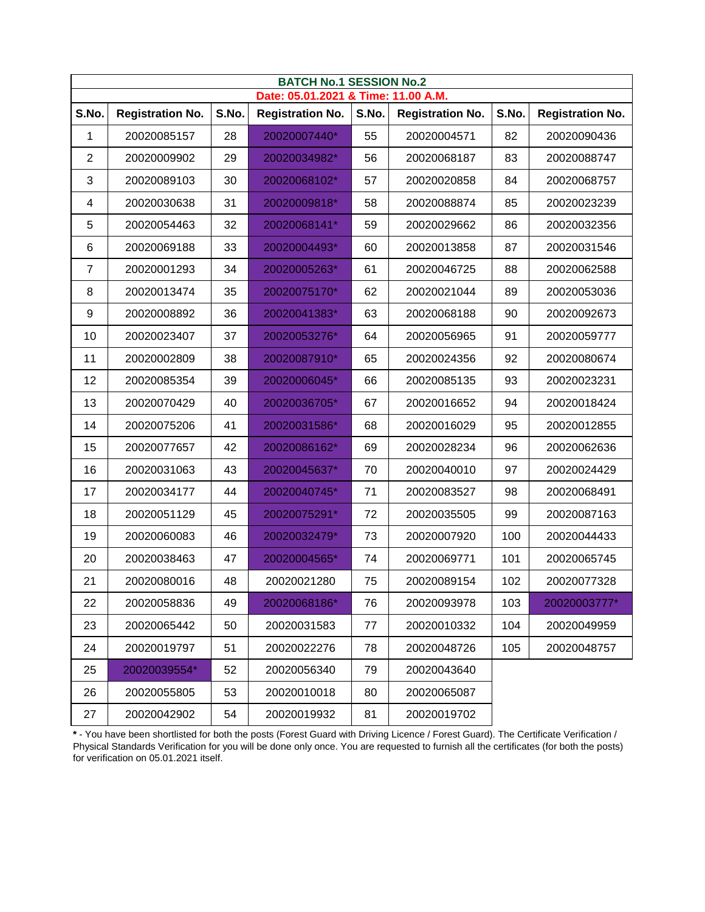| BATCH No.1 SESSION No.2 | | | | | | | |
|---|---|---|---|---|---|---|---|
| Date: 05.01.2021 & Time: 11.00 A.M. | | | | | | | |
| S.No. | Registration No. | S.No. | Registration No. | S.No. | Registration No. | S.No. | Registration No. |
| 1 | 20020085157 | 28 | 20020007440* | 55 | 20020004571 | 82 | 20020090436 |
| 2 | 20020009902 | 29 | 20020034982* | 56 | 20020068187 | 83 | 20020088747 |
| 3 | 20020089103 | 30 | 20020068102* | 57 | 20020020858 | 84 | 20020068757 |
| 4 | 20020030638 | 31 | 20020009818* | 58 | 20020088874 | 85 | 20020023239 |
| 5 | 20020054463 | 32 | 20020068141* | 59 | 20020029662 | 86 | 20020032356 |
| 6 | 20020069188 | 33 | 20020004493* | 60 | 20020013858 | 87 | 20020031546 |
| 7 | 20020001293 | 34 | 20020005263* | 61 | 20020046725 | 88 | 20020062588 |
| 8 | 20020013474 | 35 | 20020075170* | 62 | 20020021044 | 89 | 20020053036 |
| 9 | 20020008892 | 36 | 20020041383* | 63 | 20020068188 | 90 | 20020092673 |
| 10 | 20020023407 | 37 | 20020053276* | 64 | 20020056965 | 91 | 20020059777 |
| 11 | 20020002809 | 38 | 20020087910* | 65 | 20020024356 | 92 | 20020080674 |
| 12 | 20020085354 | 39 | 20020006045* | 66 | 20020085135 | 93 | 20020023231 |
| 13 | 20020070429 | 40 | 20020036705* | 67 | 20020016652 | 94 | 20020018424 |
| 14 | 20020075206 | 41 | 20020031586* | 68 | 20020016029 | 95 | 20020012855 |
| 15 | 20020077657 | 42 | 20020086162* | 69 | 20020028234 | 96 | 20020062636 |
| 16 | 20020031063 | 43 | 20020045637* | 70 | 20020040010 | 97 | 20020024429 |
| 17 | 20020034177 | 44 | 20020040745* | 71 | 20020083527 | 98 | 20020068491 |
| 18 | 20020051129 | 45 | 20020075291* | 72 | 20020035505 | 99 | 20020087163 |
| 19 | 20020060083 | 46 | 20020032479* | 73 | 20020007920 | 100 | 20020044433 |
| 20 | 20020038463 | 47 | 20020004565* | 74 | 20020069771 | 101 | 20020065745 |
| 21 | 20020080016 | 48 | 20020021280 | 75 | 20020089154 | 102 | 20020077328 |
| 22 | 20020058836 | 49 | 20020068186* | 76 | 20020093978 | 103 | 20020003777* |
| 23 | 20020065442 | 50 | 20020031583 | 77 | 20020010332 | 104 | 20020049959 |
| 24 | 20020019797 | 51 | 20020022276 | 78 | 20020048726 | 105 | 20020048757 |
| 25 | 20020039554* | 52 | 20020056340 | 79 | 20020043640 | | |
| 26 | 20020055805 | 53 | 20020010018 | 80 | 20020065087 | | |
| 27 | 20020042902 | 54 | 20020019932 | 81 | 20020019702 | | |

**\*** - You have been shortlisted for both the posts (Forest Guard with Driving Licence / Forest Guard). The Certificate Verification / Physical Standards Verification for you will be done only once. You are requested to furnish all the certificates (for both the posts) for verification on 05.01.2021 itself.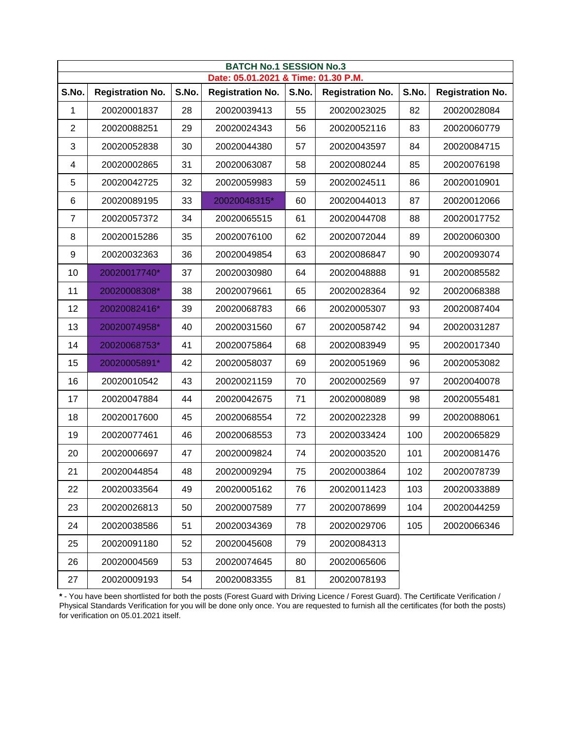**BATCH No.1 SESSION No.3**

**Date: 05.01.2021 & Time: 01.30 P.M.**

| S.No. | Registration No. | S.No. | Registration No. | S.No. | Registration No. | S.No. | Registration No. |
|---|---|---|---|---|---|---|---|
| 1 | 20020001837 | 28 | 20020039413 | 55 | 20020023025 | 82 | 20020028084 |
| 2 | 20020088251 | 29 | 20020024343 | 56 | 20020052116 | 83 | 20020060779 |
| 3 | 20020052838 | 30 | 20020044380 | 57 | 20020043597 | 84 | 20020084715 |
| 4 | 20020002865 | 31 | 20020063087 | 58 | 20020080244 | 85 | 20020076198 |
| 5 | 20020042725 | 32 | 20020059983 | 59 | 20020024511 | 86 | 20020010901 |
| 6 | 20020089195 | 33 | 20020048315* | 60 | 20020044013 | 87 | 20020012066 |
| 7 | 20020057372 | 34 | 20020065515 | 61 | 20020044708 | 88 | 20020017752 |
| 8 | 20020015286 | 35 | 20020076100 | 62 | 20020072044 | 89 | 20020060300 |
| 9 | 20020032363 | 36 | 20020049854 | 63 | 20020086847 | 90 | 20020093074 |
| 10 | 20020017740* | 37 | 20020030980 | 64 | 20020048888 | 91 | 20020085582 |
| 11 | 20020008308* | 38 | 20020079661 | 65 | 20020028364 | 92 | 20020068388 |
| 12 | 20020082416* | 39 | 20020068783 | 66 | 20020005307 | 93 | 20020087404 |
| 13 | 20020074958* | 40 | 20020031560 | 67 | 20020058742 | 94 | 20020031287 |
| 14 | 20020068753* | 41 | 20020075864 | 68 | 20020083949 | 95 | 20020017340 |
| 15 | 20020005891* | 42 | 20020058037 | 69 | 20020051969 | 96 | 20020053082 |
| 16 | 20020010542 | 43 | 20020021159 | 70 | 20020002569 | 97 | 20020040078 |
| 17 | 20020047884 | 44 | 20020042675 | 71 | 20020008089 | 98 | 20020055481 |
| 18 | 20020017600 | 45 | 20020068554 | 72 | 20020022328 | 99 | 20020088061 |
| 19 | 20020077461 | 46 | 20020068553 | 73 | 20020033424 | 100 | 20020065829 |
| 20 | 20020006697 | 47 | 20020009824 | 74 | 20020003520 | 101 | 20020081476 |
| 21 | 20020044854 | 48 | 20020009294 | 75 | 20020003864 | 102 | 20020078739 |
| 22 | 20020033564 | 49 | 20020005162 | 76 | 20020011423 | 103 | 20020033889 |
| 23 | 20020026813 | 50 | 20020007589 | 77 | 20020078699 | 104 | 20020044259 |
| 24 | 20020038586 | 51 | 20020034369 | 78 | 20020029706 | 105 | 20020066346 |
| 25 | 20020091180 | 52 | 20020045608 | 79 | 20020084313 | | |
| 26 | 20020004569 | 53 | 20020074645 | 80 | 20020065606 | | |
| 27 | 20020009193 | 54 | 20020083355 | 81 | 20020078193 | | |

**\*** - You have been shortlisted for both the posts (Forest Guard with Driving Licence / Forest Guard). The Certificate Verification / Physical Standards Verification for you will be done only once. You are requested to furnish all the certificates (for both the posts) for verification on 05.01.2021 itself.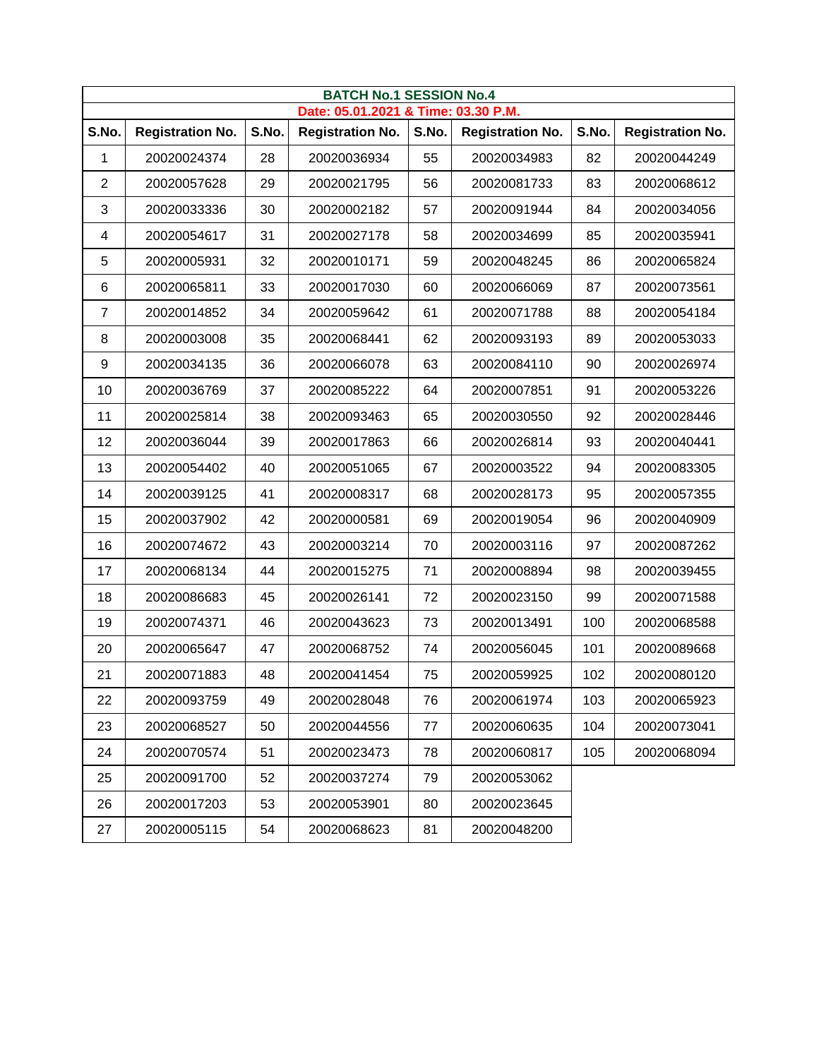| BATCH No.1 SESSION No.4 | | | | | | | |
|---|---|---|---|---|---|---|---|
| Date: 05.01.2021 & Time: 03.30 P.M. | | | | | | | |
| S.No. | Registration No. | S.No. | Registration No. | S.No. | Registration No. | S.No. | Registration No. |
| 1 | 20020024374 | 28 | 20020036934 | 55 | 20020034983 | 82 | 20020044249 |
| 2 | 20020057628 | 29 | 20020021795 | 56 | 20020081733 | 83 | 20020068612 |
| 3 | 20020033336 | 30 | 20020002182 | 57 | 20020091944 | 84 | 20020034056 |
| 4 | 20020054617 | 31 | 20020027178 | 58 | 20020034699 | 85 | 20020035941 |
| 5 | 20020005931 | 32 | 20020010171 | 59 | 20020048245 | 86 | 20020065824 |
| 6 | 20020065811 | 33 | 20020017030 | 60 | 20020066069 | 87 | 20020073561 |
| 7 | 20020014852 | 34 | 20020059642 | 61 | 20020071788 | 88 | 20020054184 |
| 8 | 20020003008 | 35 | 20020068441 | 62 | 20020093193 | 89 | 20020053033 |
| 9 | 20020034135 | 36 | 20020066078 | 63 | 20020084110 | 90 | 20020026974 |
| 10 | 20020036769 | 37 | 20020085222 | 64 | 20020007851 | 91 | 20020053226 |
| 11 | 20020025814 | 38 | 20020093463 | 65 | 20020030550 | 92 | 20020028446 |
| 12 | 20020036044 | 39 | 20020017863 | 66 | 20020026814 | 93 | 20020040441 |
| 13 | 20020054402 | 40 | 20020051065 | 67 | 20020003522 | 94 | 20020083305 |
| 14 | 20020039125 | 41 | 20020008317 | 68 | 20020028173 | 95 | 20020057355 |
| 15 | 20020037902 | 42 | 20020000581 | 69 | 20020019054 | 96 | 20020040909 |
| 16 | 20020074672 | 43 | 20020003214 | 70 | 20020003116 | 97 | 20020087262 |
| 17 | 20020068134 | 44 | 20020015275 | 71 | 20020008894 | 98 | 20020039455 |
| 18 | 20020086683 | 45 | 20020026141 | 72 | 20020023150 | 99 | 20020071588 |
| 19 | 20020074371 | 46 | 20020043623 | 73 | 20020013491 | 100 | 20020068588 |
| 20 | 20020065647 | 47 | 20020068752 | 74 | 20020056045 | 101 | 20020089668 |
| 21 | 20020071883 | 48 | 20020041454 | 75 | 20020059925 | 102 | 20020080120 |
| 22 | 20020093759 | 49 | 20020028048 | 76 | 20020061974 | 103 | 20020065923 |
| 23 | 20020068527 | 50 | 20020044556 | 77 | 20020060635 | 104 | 20020073041 |
| 24 | 20020070574 | 51 | 20020023473 | 78 | 20020060817 | 105 | 20020068094 |
| 25 | 20020091700 | 52 | 20020037274 | 79 | 20020053062 | | |
| 26 | 20020017203 | 53 | 20020053901 | 80 | 20020023645 | | |
| 27 | 20020005115 | 54 | 20020068623 | 81 | 20020048200 | | |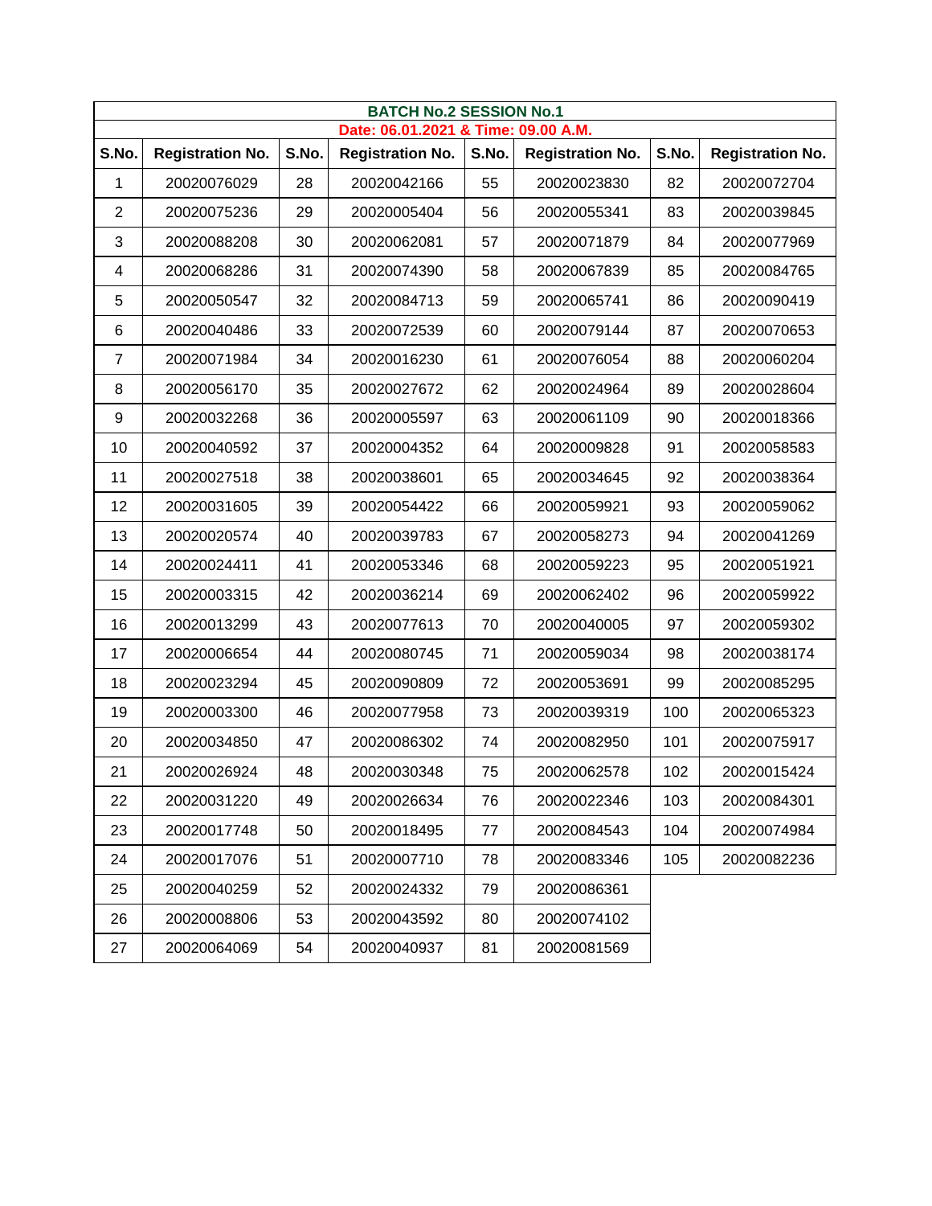**BATCH No.2 SESSION No.1**

**Date: 06.01.2021 & Time: 09.00 A.M.**

| S.No. | Registration No. | S.No. | Registration No. | S.No. | Registration No. | S.No. | Registration No. |
|---|---|---|---|---|---|---|---|
| 1 | 20020076029 | 28 | 20020042166 | 55 | 20020023830 | 82 | 20020072704 |
| 2 | 20020075236 | 29 | 20020005404 | 56 | 20020055341 | 83 | 20020039845 |
| 3 | 20020088208 | 30 | 20020062081 | 57 | 20020071879 | 84 | 20020077969 |
| 4 | 20020068286 | 31 | 20020074390 | 58 | 20020067839 | 85 | 20020084765 |
| 5 | 20020050547 | 32 | 20020084713 | 59 | 20020065741 | 86 | 20020090419 |
| 6 | 20020040486 | 33 | 20020072539 | 60 | 20020079144 | 87 | 20020070653 |
| 7 | 20020071984 | 34 | 20020016230 | 61 | 20020076054 | 88 | 20020060204 |
| 8 | 20020056170 | 35 | 20020027672 | 62 | 20020024964 | 89 | 20020028604 |
| 9 | 20020032268 | 36 | 20020005597 | 63 | 20020061109 | 90 | 20020018366 |
| 10 | 20020040592 | 37 | 20020004352 | 64 | 20020009828 | 91 | 20020058583 |
| 11 | 20020027518 | 38 | 20020038601 | 65 | 20020034645 | 92 | 20020038364 |
| 12 | 20020031605 | 39 | 20020054422 | 66 | 20020059921 | 93 | 20020059062 |
| 13 | 20020020574 | 40 | 20020039783 | 67 | 20020058273 | 94 | 20020041269 |
| 14 | 20020024411 | 41 | 20020053346 | 68 | 20020059223 | 95 | 20020051921 |
| 15 | 20020003315 | 42 | 20020036214 | 69 | 20020062402 | 96 | 20020059922 |
| 16 | 20020013299 | 43 | 20020077613 | 70 | 20020040005 | 97 | 20020059302 |
| 17 | 20020006654 | 44 | 20020080745 | 71 | 20020059034 | 98 | 20020038174 |
| 18 | 20020023294 | 45 | 20020090809 | 72 | 20020053691 | 99 | 20020085295 |
| 19 | 20020003300 | 46 | 20020077958 | 73 | 20020039319 | 100 | 20020065323 |
| 20 | 20020034850 | 47 | 20020086302 | 74 | 20020082950 | 101 | 20020075917 |
| 21 | 20020026924 | 48 | 20020030348 | 75 | 20020062578 | 102 | 20020015424 |
| 22 | 20020031220 | 49 | 20020026634 | 76 | 20020022346 | 103 | 20020084301 |
| 23 | 20020017748 | 50 | 20020018495 | 77 | 20020084543 | 104 | 20020074984 |
| 24 | 20020017076 | 51 | 20020007710 | 78 | 20020083346 | 105 | 20020082236 |
| 25 | 20020040259 | 52 | 20020024332 | 79 | 20020086361 | | |
| 26 | 20020008806 | 53 | 20020043592 | 80 | 20020074102 | | |
| 27 | 20020064069 | 54 | 20020040937 | 81 | 20020081569 | | |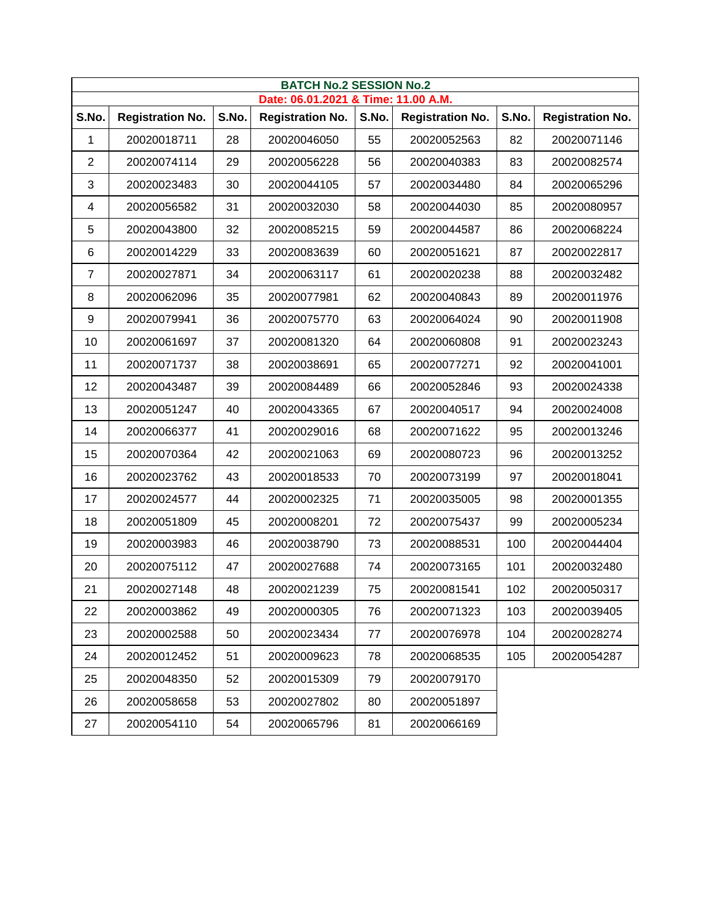| BATCH No.2 SESSION No.2 | | | | | | | |
|---|---|---|---|---|---|---|---|
| Date: 06.01.2021 & Time: 11.00 A.M. | | | | | | | |
| **S.No.** | **Registration No.** | **S.No.** | **Registration No.** | **S.No.** | **Registration No.** | **S.No.** | **Registration No.** |
| 1 | 20020018711 | 28 | 20020046050 | 55 | 20020052563 | 82 | 20020071146 |
| 2 | 20020074114 | 29 | 20020056228 | 56 | 20020040383 | 83 | 20020082574 |
| 3 | 20020023483 | 30 | 20020044105 | 57 | 20020034480 | 84 | 20020065296 |
| 4 | 20020056582 | 31 | 20020032030 | 58 | 20020044030 | 85 | 20020080957 |
| 5 | 20020043800 | 32 | 20020085215 | 59 | 20020044587 | 86 | 20020068224 |
| 6 | 20020014229 | 33 | 20020083639 | 60 | 20020051621 | 87 | 20020022817 |
| 7 | 20020027871 | 34 | 20020063117 | 61 | 20020020238 | 88 | 20020032482 |
| 8 | 20020062096 | 35 | 20020077981 | 62 | 20020040843 | 89 | 20020011976 |
| 9 | 20020079941 | 36 | 20020075770 | 63 | 20020064024 | 90 | 20020011908 |
| 10 | 20020061697 | 37 | 20020081320 | 64 | 20020060808 | 91 | 20020023243 |
| 11 | 20020071737 | 38 | 20020038691 | 65 | 20020077271 | 92 | 20020041001 |
| 12 | 20020043487 | 39 | 20020084489 | 66 | 20020052846 | 93 | 20020024338 |
| 13 | 20020051247 | 40 | 20020043365 | 67 | 20020040517 | 94 | 20020024008 |
| 14 | 20020066377 | 41 | 20020029016 | 68 | 20020071622 | 95 | 20020013246 |
| 15 | 20020070364 | 42 | 20020021063 | 69 | 20020080723 | 96 | 20020013252 |
| 16 | 20020023762 | 43 | 20020018533 | 70 | 20020073199 | 97 | 20020018041 |
| 17 | 20020024577 | 44 | 20020002325 | 71 | 20020035005 | 98 | 20020001355 |
| 18 | 20020051809 | 45 | 20020008201 | 72 | 20020075437 | 99 | 20020005234 |
| 19 | 20020003983 | 46 | 20020038790 | 73 | 20020088531 | 100 | 20020044404 |
| 20 | 20020075112 | 47 | 20020027688 | 74 | 20020073165 | 101 | 20020032480 |
| 21 | 20020027148 | 48 | 20020021239 | 75 | 20020081541 | 102 | 20020050317 |
| 22 | 20020003862 | 49 | 20020000305 | 76 | 20020071323 | 103 | 20020039405 |
| 23 | 20020002588 | 50 | 20020023434 | 77 | 20020076978 | 104 | 20020028274 |
| 24 | 20020012452 | 51 | 20020009623 | 78 | 20020068535 | 105 | 20020054287 |
| 25 | 20020048350 | 52 | 20020015309 | 79 | 20020079170 | | |
| 26 | 20020058658 | 53 | 20020027802 | 80 | 20020051897 | | |
| 27 | 20020054110 | 54 | 20020065796 | 81 | 20020066169 | | |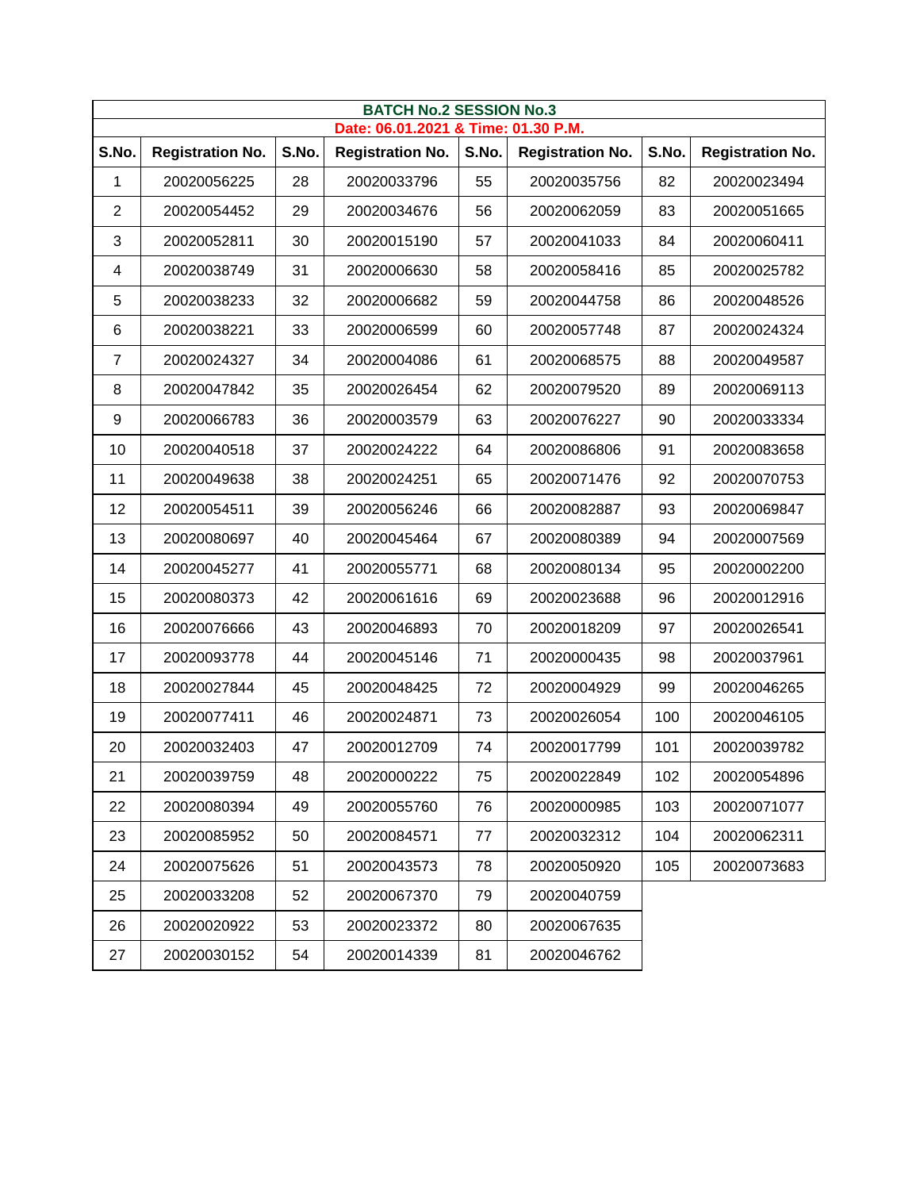| BATCH No.2 SESSION No.3 | | | | | | | |
|---|---|---|---|---|---|---|---|
| Date: 06.01.2021 & Time: 01.30 P.M. | | | | | | | |
| **S.No.** | **Registration No.** | **S.No.** | **Registration No.** | **S.No.** | **Registration No.** | **S.No.** | **Registration No.** |
| 1 | 20020056225 | 28 | 20020033796 | 55 | 20020035756 | 82 | 20020023494 |
| 2 | 20020054452 | 29 | 20020034676 | 56 | 20020062059 | 83 | 20020051665 |
| 3 | 20020052811 | 30 | 20020015190 | 57 | 20020041033 | 84 | 20020060411 |
| 4 | 20020038749 | 31 | 20020006630 | 58 | 20020058416 | 85 | 20020025782 |
| 5 | 20020038233 | 32 | 20020006682 | 59 | 20020044758 | 86 | 20020048526 |
| 6 | 20020038221 | 33 | 20020006599 | 60 | 20020057748 | 87 | 20020024324 |
| 7 | 20020024327 | 34 | 20020004086 | 61 | 20020068575 | 88 | 20020049587 |
| 8 | 20020047842 | 35 | 20020026454 | 62 | 20020079520 | 89 | 20020069113 |
| 9 | 20020066783 | 36 | 20020003579 | 63 | 20020076227 | 90 | 20020033334 |
| 10 | 20020040518 | 37 | 20020024222 | 64 | 20020086806 | 91 | 20020083658 |
| 11 | 20020049638 | 38 | 20020024251 | 65 | 20020071476 | 92 | 20020070753 |
| 12 | 20020054511 | 39 | 20020056246 | 66 | 20020082887 | 93 | 20020069847 |
| 13 | 20020080697 | 40 | 20020045464 | 67 | 20020080389 | 94 | 20020007569 |
| 14 | 20020045277 | 41 | 20020055771 | 68 | 20020080134 | 95 | 20020002200 |
| 15 | 20020080373 | 42 | 20020061616 | 69 | 20020023688 | 96 | 20020012916 |
| 16 | 20020076666 | 43 | 20020046893 | 70 | 20020018209 | 97 | 20020026541 |
| 17 | 20020093778 | 44 | 20020045146 | 71 | 20020000435 | 98 | 20020037961 |
| 18 | 20020027844 | 45 | 20020048425 | 72 | 20020004929 | 99 | 20020046265 |
| 19 | 20020077411 | 46 | 20020024871 | 73 | 20020026054 | 100 | 20020046105 |
| 20 | 20020032403 | 47 | 20020012709 | 74 | 20020017799 | 101 | 20020039782 |
| 21 | 20020039759 | 48 | 20020000222 | 75 | 20020022849 | 102 | 20020054896 |
| 22 | 20020080394 | 49 | 20020055760 | 76 | 20020000985 | 103 | 20020071077 |
| 23 | 20020085952 | 50 | 20020084571 | 77 | 20020032312 | 104 | 20020062311 |
| 24 | 20020075626 | 51 | 20020043573 | 78 | 20020050920 | 105 | 20020073683 |
| 25 | 20020033208 | 52 | 20020067370 | 79 | 20020040759 | | |
| 26 | 20020020922 | 53 | 20020023372 | 80 | 20020067635 | | |
| 27 | 20020030152 | 54 | 20020014339 | 81 | 20020046762 | | |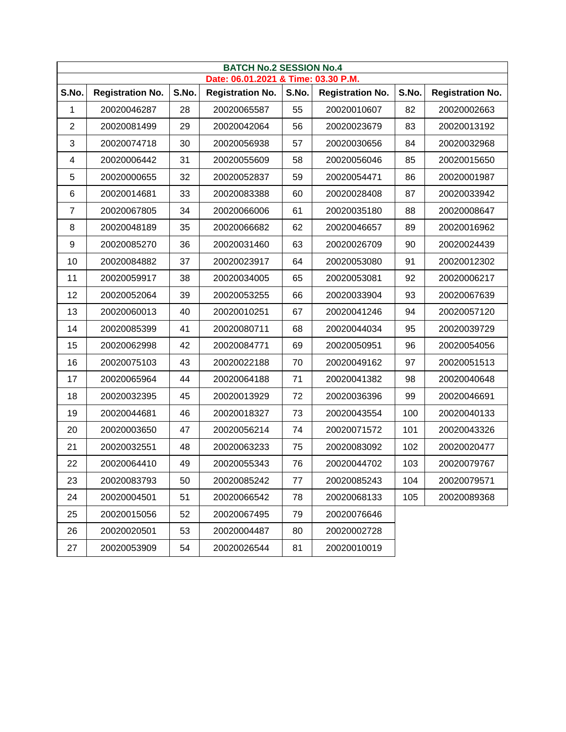| BATCH No.2 SESSION No.4 | | | | | | | |
|---|---|---|---|---|---|---|---|
| Date: 06.01.2021 & Time: 03.30 P.M. | | | | | | | |
| S.No. | Registration No. | S.No. | Registration No. | S.No. | Registration No. | S.No. | Registration No. |
| 1 | 20020046287 | 28 | 20020065587 | 55 | 20020010607 | 82 | 20020002663 |
| 2 | 20020081499 | 29 | 20020042064 | 56 | 20020023679 | 83 | 20020013192 |
| 3 | 20020074718 | 30 | 20020056938 | 57 | 20020030656 | 84 | 20020032968 |
| 4 | 20020006442 | 31 | 20020055609 | 58 | 20020056046 | 85 | 20020015650 |
| 5 | 20020000655 | 32 | 20020052837 | 59 | 20020054471 | 86 | 20020001987 |
| 6 | 20020014681 | 33 | 20020083388 | 60 | 20020028408 | 87 | 20020033942 |
| 7 | 20020067805 | 34 | 20020066006 | 61 | 20020035180 | 88 | 20020008647 |
| 8 | 20020048189 | 35 | 20020066682 | 62 | 20020046657 | 89 | 20020016962 |
| 9 | 20020085270 | 36 | 20020031460 | 63 | 20020026709 | 90 | 20020024439 |
| 10 | 20020084882 | 37 | 20020023917 | 64 | 20020053080 | 91 | 20020012302 |
| 11 | 20020059917 | 38 | 20020034005 | 65 | 20020053081 | 92 | 20020006217 |
| 12 | 20020052064 | 39 | 20020053255 | 66 | 20020033904 | 93 | 20020067639 |
| 13 | 20020060013 | 40 | 20020010251 | 67 | 20020041246 | 94 | 20020057120 |
| 14 | 20020085399 | 41 | 20020080711 | 68 | 20020044034 | 95 | 20020039729 |
| 15 | 20020062998 | 42 | 20020084771 | 69 | 20020050951 | 96 | 20020054056 |
| 16 | 20020075103 | 43 | 20020022188 | 70 | 20020049162 | 97 | 20020051513 |
| 17 | 20020065964 | 44 | 20020064188 | 71 | 20020041382 | 98 | 20020040648 |
| 18 | 20020032395 | 45 | 20020013929 | 72 | 20020036396 | 99 | 20020046691 |
| 19 | 20020044681 | 46 | 20020018327 | 73 | 20020043554 | 100 | 20020040133 |
| 20 | 20020003650 | 47 | 20020056214 | 74 | 20020071572 | 101 | 20020043326 |
| 21 | 20020032551 | 48 | 20020063233 | 75 | 20020083092 | 102 | 20020020477 |
| 22 | 20020064410 | 49 | 20020055343 | 76 | 20020044702 | 103 | 20020079767 |
| 23 | 20020083793 | 50 | 20020085242 | 77 | 20020085243 | 104 | 20020079571 |
| 24 | 20020004501 | 51 | 20020066542 | 78 | 20020068133 | 105 | 20020089368 |
| 25 | 20020015056 | 52 | 20020067495 | 79 | 20020076646 | | |
| 26 | 20020020501 | 53 | 20020004487 | 80 | 20020002728 | | |
| 27 | 20020053909 | 54 | 20020026544 | 81 | 20020010019 | | |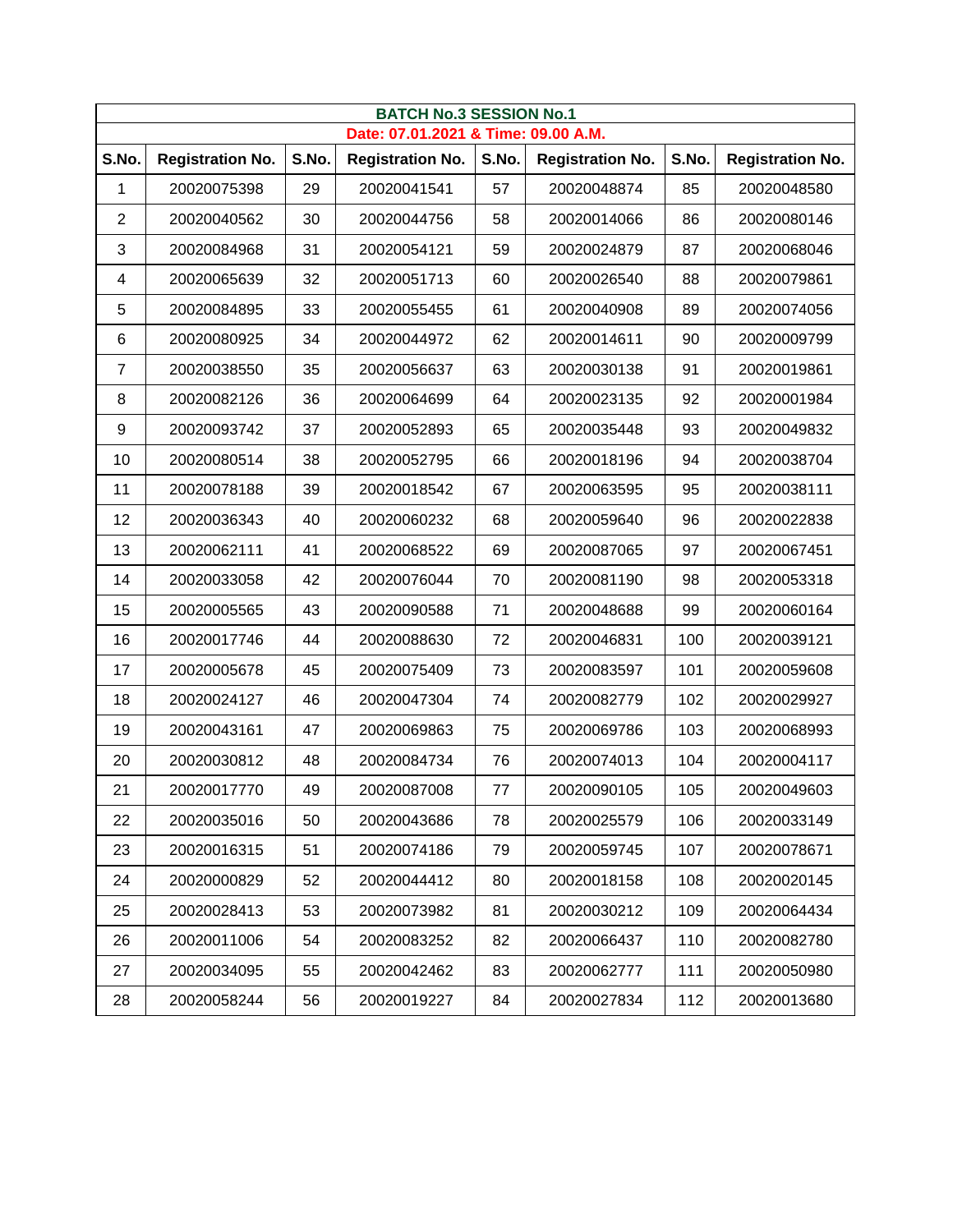| BATCH No.3 SESSION No.1 | | | | | | | |
|---|---|---|---|---|---|---|---|
| Date: 07.01.2021 & Time: 09.00 A.M. | | | | | | | |
| S.No. | Registration No. | S.No. | Registration No. | S.No. | Registration No. | S.No. | Registration No. |
| 1 | 20020075398 | 29 | 20020041541 | 57 | 20020048874 | 85 | 20020048580 |
| 2 | 20020040562 | 30 | 20020044756 | 58 | 20020014066 | 86 | 20020080146 |
| 3 | 20020084968 | 31 | 20020054121 | 59 | 20020024879 | 87 | 20020068046 |
| 4 | 20020065639 | 32 | 20020051713 | 60 | 20020026540 | 88 | 20020079861 |
| 5 | 20020084895 | 33 | 20020055455 | 61 | 20020040908 | 89 | 20020074056 |
| 6 | 20020080925 | 34 | 20020044972 | 62 | 20020014611 | 90 | 20020009799 |
| 7 | 20020038550 | 35 | 20020056637 | 63 | 20020030138 | 91 | 20020019861 |
| 8 | 20020082126 | 36 | 20020064699 | 64 | 20020023135 | 92 | 20020001984 |
| 9 | 20020093742 | 37 | 20020052893 | 65 | 20020035448 | 93 | 20020049832 |
| 10 | 20020080514 | 38 | 20020052795 | 66 | 20020018196 | 94 | 20020038704 |
| 11 | 20020078188 | 39 | 20020018542 | 67 | 20020063595 | 95 | 20020038111 |
| 12 | 20020036343 | 40 | 20020060232 | 68 | 20020059640 | 96 | 20020022838 |
| 13 | 20020062111 | 41 | 20020068522 | 69 | 20020087065 | 97 | 20020067451 |
| 14 | 20020033058 | 42 | 20020076044 | 70 | 20020081190 | 98 | 20020053318 |
| 15 | 20020005565 | 43 | 20020090588 | 71 | 20020048688 | 99 | 20020060164 |
| 16 | 20020017746 | 44 | 20020088630 | 72 | 20020046831 | 100 | 20020039121 |
| 17 | 20020005678 | 45 | 20020075409 | 73 | 20020083597 | 101 | 20020059608 |
| 18 | 20020024127 | 46 | 20020047304 | 74 | 20020082779 | 102 | 20020029927 |
| 19 | 20020043161 | 47 | 20020069863 | 75 | 20020069786 | 103 | 20020068993 |
| 20 | 20020030812 | 48 | 20020084734 | 76 | 20020074013 | 104 | 20020004117 |
| 21 | 20020017770 | 49 | 20020087008 | 77 | 20020090105 | 105 | 20020049603 |
| 22 | 20020035016 | 50 | 20020043686 | 78 | 20020025579 | 106 | 20020033149 |
| 23 | 20020016315 | 51 | 20020074186 | 79 | 20020059745 | 107 | 20020078671 |
| 24 | 20020000829 | 52 | 20020044412 | 80 | 20020018158 | 108 | 20020020145 |
| 25 | 20020028413 | 53 | 20020073982 | 81 | 20020030212 | 109 | 20020064434 |
| 26 | 20020011006 | 54 | 20020083252 | 82 | 20020066437 | 110 | 20020082780 |
| 27 | 20020034095 | 55 | 20020042462 | 83 | 20020062777 | 111 | 20020050980 |
| 28 | 20020058244 | 56 | 20020019227 | 84 | 20020027834 | 112 | 20020013680 |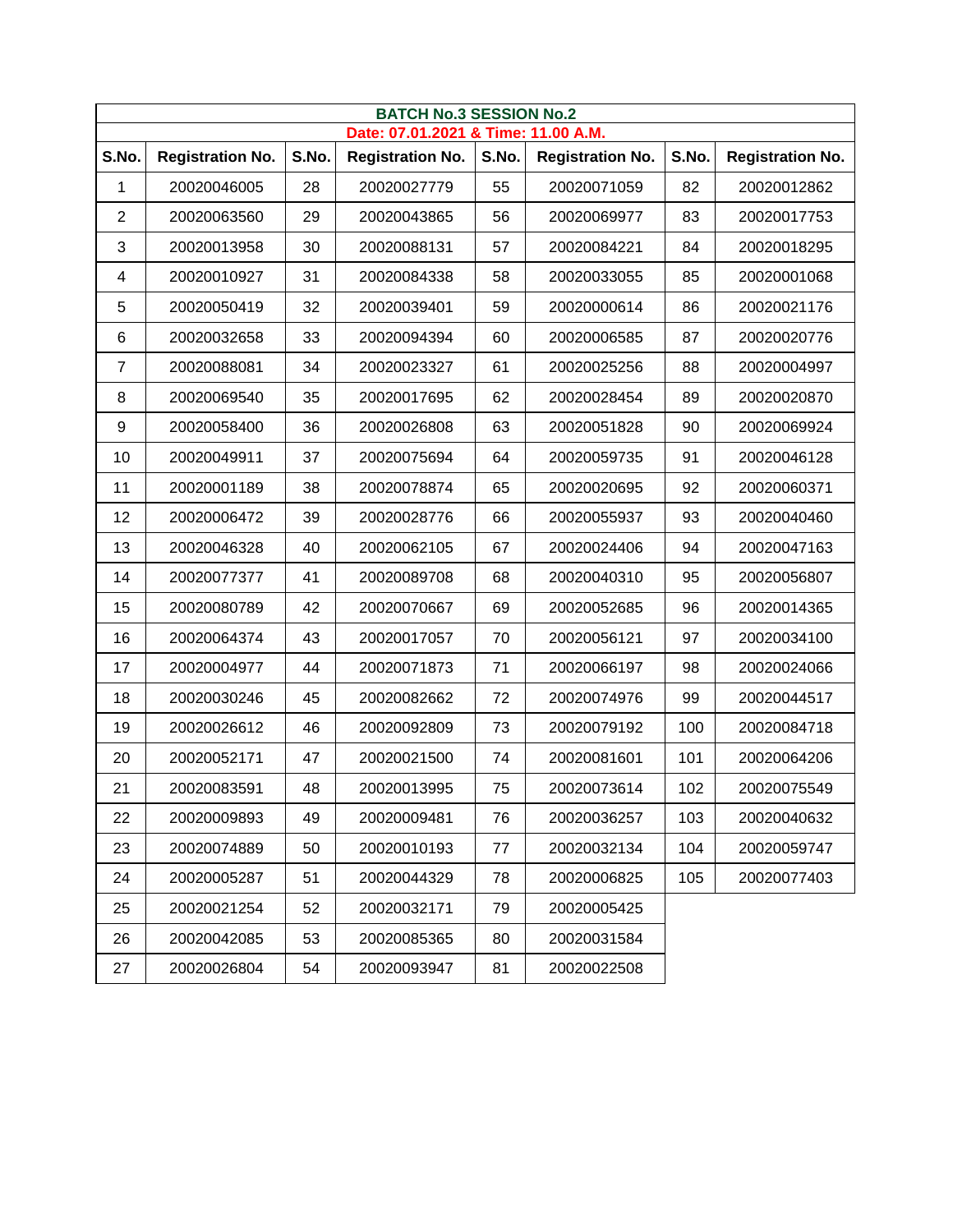| BATCH No.3 SESSION No.2 | | | | | | | |
|---|---|---|---|---|---|---|---|
| Date: 07.01.2021 & Time: 11.00 A.M. | | | | | | | |
| S.No. | Registration No. | S.No. | Registration No. | S.No. | Registration No. | S.No. | Registration No. |
| 1 | 20020046005 | 28 | 20020027779 | 55 | 20020071059 | 82 | 20020012862 |
| 2 | 20020063560 | 29 | 20020043865 | 56 | 20020069977 | 83 | 20020017753 |
| 3 | 20020013958 | 30 | 20020088131 | 57 | 20020084221 | 84 | 20020018295 |
| 4 | 20020010927 | 31 | 20020084338 | 58 | 20020033055 | 85 | 20020001068 |
| 5 | 20020050419 | 32 | 20020039401 | 59 | 20020000614 | 86 | 20020021176 |
| 6 | 20020032658 | 33 | 20020094394 | 60 | 20020006585 | 87 | 20020020776 |
| 7 | 20020088081 | 34 | 20020023327 | 61 | 20020025256 | 88 | 20020004997 |
| 8 | 20020069540 | 35 | 20020017695 | 62 | 20020028454 | 89 | 20020020870 |
| 9 | 20020058400 | 36 | 20020026808 | 63 | 20020051828 | 90 | 20020069924 |
| 10 | 20020049911 | 37 | 20020075694 | 64 | 20020059735 | 91 | 20020046128 |
| 11 | 20020001189 | 38 | 20020078874 | 65 | 20020020695 | 92 | 20020060371 |
| 12 | 20020006472 | 39 | 20020028776 | 66 | 20020055937 | 93 | 20020040460 |
| 13 | 20020046328 | 40 | 20020062105 | 67 | 20020024406 | 94 | 20020047163 |
| 14 | 20020077377 | 41 | 20020089708 | 68 | 20020040310 | 95 | 20020056807 |
| 15 | 20020080789 | 42 | 20020070667 | 69 | 20020052685 | 96 | 20020014365 |
| 16 | 20020064374 | 43 | 20020017057 | 70 | 20020056121 | 97 | 20020034100 |
| 17 | 20020004977 | 44 | 20020071873 | 71 | 20020066197 | 98 | 20020024066 |
| 18 | 20020030246 | 45 | 20020082662 | 72 | 20020074976 | 99 | 20020044517 |
| 19 | 20020026612 | 46 | 20020092809 | 73 | 20020079192 | 100 | 20020084718 |
| 20 | 20020052171 | 47 | 20020021500 | 74 | 20020081601 | 101 | 20020064206 |
| 21 | 20020083591 | 48 | 20020013995 | 75 | 20020073614 | 102 | 20020075549 |
| 22 | 20020009893 | 49 | 20020009481 | 76 | 20020036257 | 103 | 20020040632 |
| 23 | 20020074889 | 50 | 20020010193 | 77 | 20020032134 | 104 | 20020059747 |
| 24 | 20020005287 | 51 | 20020044329 | 78 | 20020006825 | 105 | 20020077403 |
| 25 | 20020021254 | 52 | 20020032171 | 79 | 20020005425 | | |
| 26 | 20020042085 | 53 | 20020085365 | 80 | 20020031584 | | |
| 27 | 20020026804 | 54 | 20020093947 | 81 | 20020022508 | | |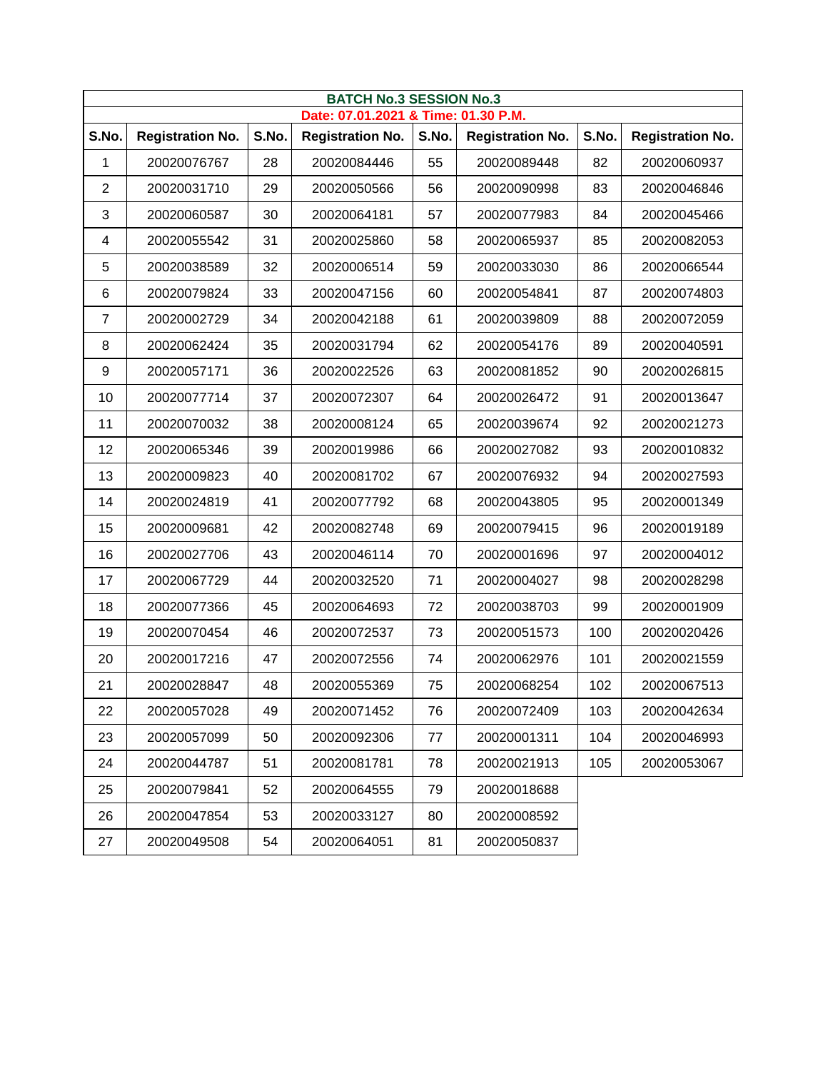**BATCH No.3 SESSION No.3**

**Date: 07.01.2021 & Time: 01.30 P.M.**

| S.No. | Registration No. | S.No. | Registration No. | S.No. | Registration No. | S.No. | Registration No. |
|---|---|---|---|---|---|---|---|
| 1 | 20020076767 | 28 | 20020084446 | 55 | 20020089448 | 82 | 20020060937 |
| 2 | 20020031710 | 29 | 20020050566 | 56 | 20020090998 | 83 | 20020046846 |
| 3 | 20020060587 | 30 | 20020064181 | 57 | 20020077983 | 84 | 20020045466 |
| 4 | 20020055542 | 31 | 20020025860 | 58 | 20020065937 | 85 | 20020082053 |
| 5 | 20020038589 | 32 | 20020006514 | 59 | 20020033030 | 86 | 20020066544 |
| 6 | 20020079824 | 33 | 20020047156 | 60 | 20020054841 | 87 | 20020074803 |
| 7 | 20020002729 | 34 | 20020042188 | 61 | 20020039809 | 88 | 20020072059 |
| 8 | 20020062424 | 35 | 20020031794 | 62 | 20020054176 | 89 | 20020040591 |
| 9 | 20020057171 | 36 | 20020022526 | 63 | 20020081852 | 90 | 20020026815 |
| 10 | 20020077714 | 37 | 20020072307 | 64 | 20020026472 | 91 | 20020013647 |
| 11 | 20020070032 | 38 | 20020008124 | 65 | 20020039674 | 92 | 20020021273 |
| 12 | 20020065346 | 39 | 20020019986 | 66 | 20020027082 | 93 | 20020010832 |
| 13 | 20020009823 | 40 | 20020081702 | 67 | 20020076932 | 94 | 20020027593 |
| 14 | 20020024819 | 41 | 20020077792 | 68 | 20020043805 | 95 | 20020001349 |
| 15 | 20020009681 | 42 | 20020082748 | 69 | 20020079415 | 96 | 20020019189 |
| 16 | 20020027706 | 43 | 20020046114 | 70 | 20020001696 | 97 | 20020004012 |
| 17 | 20020067729 | 44 | 20020032520 | 71 | 20020004027 | 98 | 20020028298 |
| 18 | 20020077366 | 45 | 20020064693 | 72 | 20020038703 | 99 | 20020001909 |
| 19 | 20020070454 | 46 | 20020072537 | 73 | 20020051573 | 100 | 20020020426 |
| 20 | 20020017216 | 47 | 20020072556 | 74 | 20020062976 | 101 | 20020021559 |
| 21 | 20020028847 | 48 | 20020055369 | 75 | 20020068254 | 102 | 20020067513 |
| 22 | 20020057028 | 49 | 20020071452 | 76 | 20020072409 | 103 | 20020042634 |
| 23 | 20020057099 | 50 | 20020092306 | 77 | 20020001311 | 104 | 20020046993 |
| 24 | 20020044787 | 51 | 20020081781 | 78 | 20020021913 | 105 | 20020053067 |
| 25 | 20020079841 | 52 | 20020064555 | 79 | 20020018688 | | |
| 26 | 20020047854 | 53 | 20020033127 | 80 | 20020008592 | | |
| 27 | 20020049508 | 54 | 20020064051 | 81 | 20020050837 | | |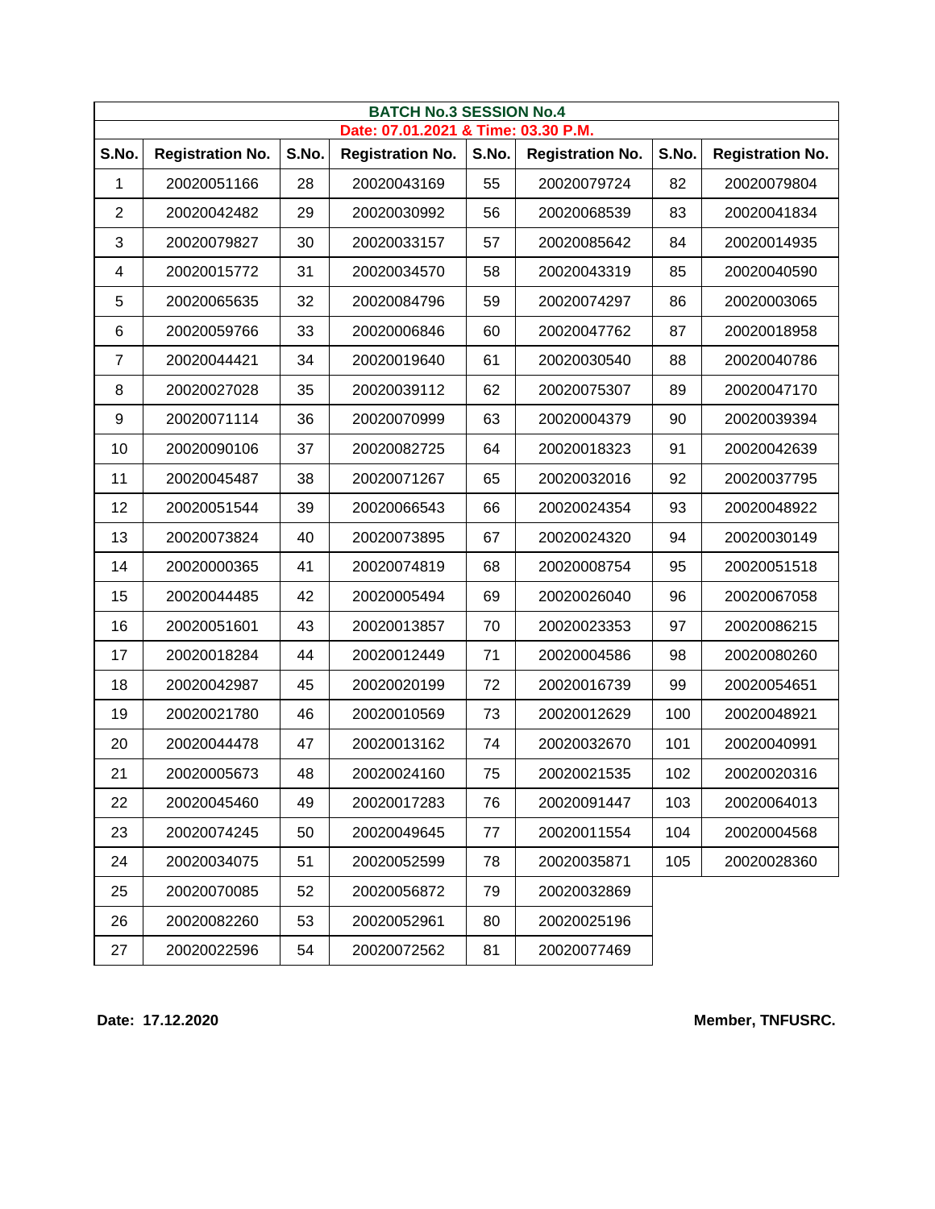| BATCH No.3 SESSION No.4 | | | | | | | |
|---|---|---|---|---|---|---|---|
| Date: 07.01.2021 & Time: 03.30 P.M. | | | | | | | |
| S.No. | Registration No. | S.No. | Registration No. | S.No. | Registration No. | S.No. | Registration No. |
| 1 | 20020051166 | 28 | 20020043169 | 55 | 20020079724 | 82 | 20020079804 |
| 2 | 20020042482 | 29 | 20020030992 | 56 | 20020068539 | 83 | 20020041834 |
| 3 | 20020079827 | 30 | 20020033157 | 57 | 20020085642 | 84 | 20020014935 |
| 4 | 20020015772 | 31 | 20020034570 | 58 | 20020043319 | 85 | 20020040590 |
| 5 | 20020065635 | 32 | 20020084796 | 59 | 20020074297 | 86 | 20020003065 |
| 6 | 20020059766 | 33 | 20020006846 | 60 | 20020047762 | 87 | 20020018958 |
| 7 | 20020044421 | 34 | 20020019640 | 61 | 20020030540 | 88 | 20020040786 |
| 8 | 20020027028 | 35 | 20020039112 | 62 | 20020075307 | 89 | 20020047170 |
| 9 | 20020071114 | 36 | 20020070999 | 63 | 20020004379 | 90 | 20020039394 |
| 10 | 20020090106 | 37 | 20020082725 | 64 | 20020018323 | 91 | 20020042639 |
| 11 | 20020045487 | 38 | 20020071267 | 65 | 20020032016 | 92 | 20020037795 |
| 12 | 20020051544 | 39 | 20020066543 | 66 | 20020024354 | 93 | 20020048922 |
| 13 | 20020073824 | 40 | 20020073895 | 67 | 20020024320 | 94 | 20020030149 |
| 14 | 20020000365 | 41 | 20020074819 | 68 | 20020008754 | 95 | 20020051518 |
| 15 | 20020044485 | 42 | 20020005494 | 69 | 20020026040 | 96 | 20020067058 |
| 16 | 20020051601 | 43 | 20020013857 | 70 | 20020023353 | 97 | 20020086215 |
| 17 | 20020018284 | 44 | 20020012449 | 71 | 20020004586 | 98 | 20020080260 |
| 18 | 20020042987 | 45 | 20020020199 | 72 | 20020016739 | 99 | 20020054651 |
| 19 | 20020021780 | 46 | 20020010569 | 73 | 20020012629 | 100 | 20020048921 |
| 20 | 20020044478 | 47 | 20020013162 | 74 | 20020032670 | 101 | 20020040991 |
| 21 | 20020005673 | 48 | 20020024160 | 75 | 20020021535 | 102 | 20020020316 |
| 22 | 20020045460 | 49 | 20020017283 | 76 | 20020091447 | 103 | 20020064013 |
| 23 | 20020074245 | 50 | 20020049645 | 77 | 20020011554 | 104 | 20020004568 |
| 24 | 20020034075 | 51 | 20020052599 | 78 | 20020035871 | 105 | 20020028360 |
| 25 | 20020070085 | 52 | 20020056872 | 79 | 20020032869 | | |
| 26 | 20020082260 | 53 | 20020052961 | 80 | 20020025196 | | |
| 27 | 20020022596 | 54 | 20020072562 | 81 | 20020077469 | | |

**Date: 17.12.2020**

**Member, TNFUSRC.**